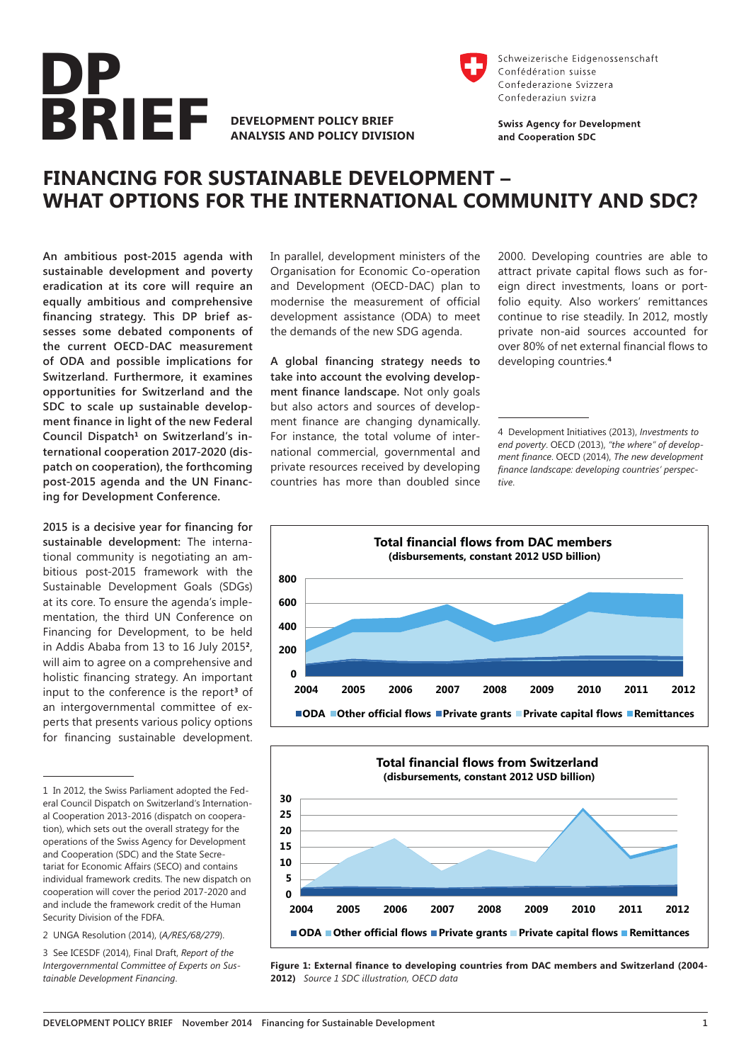# DP BRIEF

**DEVELOPMENT POLICY BRIEF**
**ANALYSIS AND POLICY DIVISION**

Schweizerische Eidgenossenschaft
Confédération suisse
Confederazione Svizzera
Confederaziun svizra

**Swiss Agency for Development and Cooperation SDC**

## FINANCING FOR SUSTAINABLE DEVELOPMENT – WHAT OPTIONS FOR THE INTERNATIONAL COMMUNITY AND SDC?

**An ambitious post-2015 agenda with sustainable development and poverty eradication at its core will require an equally ambitious and comprehensive financing strategy. This brief assesses some debated components of the current OECD-DAC measurement of ODA and possible implications for Switzerland. Furthermore, it examines opportunities for Switzerland and the SDC to scale up sustainable development finance in light of the new Federal Council Dispatch[1] on Switzerland's international cooperation 2017-2020 (dispatch on cooperation), the forthcoming post-2015 agenda and the UN Financing for Development Conference.**

**2015 is a decisive year for financing for sustainable development:** The international community is negotiating an ambitious post-2015 framework with the Sustainable Development Goals (SDGs) at its core. To ensure the agenda's implementation, the third UN Conference on Financing for Development, to be held in Addis Ababa from 13 to 16 July 2015[2], will aim to agree on a comprehensive and holistic financing strategy. An important input to the conference is the report[3] of an intergovernmental committee of experts that presents various policy options for financing sustainable development. In parallel, development ministers of the Organisation for Economic Co-operation and Development (OECD-DAC) plan to modernise the measurement of official development assistance (ODA) to meet the demands of the new SDG agenda.

**A global financing strategy needs to take into account the evolving development finance landscape.** Not only goals but also actors and sources of development finance are changing dynamically. For instance, the total volume of international commercial, governmental and private resources received by developing countries has more than doubled since 2000. Developing countries are able to attract private capital flows such as foreign direct investments, loans or portfolio equity. Also workers' remittances continue to rise steadily. In 2012, mostly private non-aid sources accounted for over 80% of net external financial flows to developing countries.[4]

**Total financial flows from DAC members**
**(disbursements, constant 2012 USD billion)**

ODA, Other official flows, Private grants, Private capital flows, Remittances (2004–2012)

**Total financial flows from Switzerland**
**(disbursements, constant 2012 USD billion)**

ODA, Other official flows, Private grants, Private capital flows, Remittances (2004–2012)

**Figure 1: External finance to developing countries from DAC members and Switzerland (2004-2012)** *Source 1 SDC illustration, OECD data*

---

1 In 2012, the Swiss Parliament adopted the Federal Council Dispatch on Switzerland's International Cooperation 2013-2016 (dispatch on cooperation), which sets out the overall strategy for the operations of the Swiss Agency for Development and Cooperation (SDC) and the State Secretariat for Economic Affairs (SECO) and contains individual framework credits. The new dispatch on cooperation will cover the period 2017-2020 and and include the framework credit of the Human Security Division of the FDFA.

2 UNGA Resolution (2014), (*A/RES/68/279*).

3 See ICESDF (2014), Final Draft, *Report of the Intergovernmental Committee of Experts on Sustainable Development Financing*.

4 Development Initiatives (2013), *Investments to end poverty*. OECD (2013), *"the where" of development finance*. OECD (2014), *The new development finance landscape: developing countries' perspective*.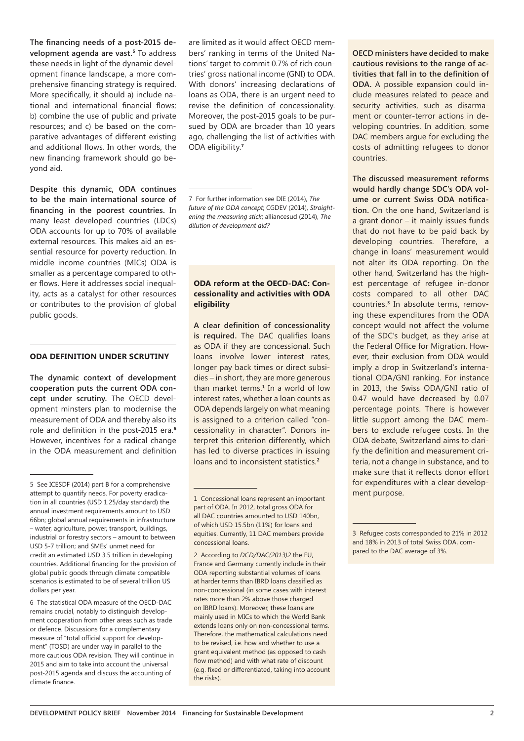**The financing needs of a post-2015 development agenda are vast.**[5] To address these needs in light of the dynamic development finance landscape, a more comprehensive financing strategy is required. More specifically, it should a) include national and international financial flows; b) combine the use of public and private resources; and c) be based on the comparative advantages of different existing and additional flows. In other words, the new financing framework should go beyond aid.

**Despite this dynamic, ODA continues to be the main international source of financing in the poorest countries.** In many least developed countries (LDCs) ODA accounts for up to 70% of available external resources. This makes aid an essential resource for poverty reduction. In middle income countries (MICs) ODA is smaller as a percentage compared to other flows. Here it addresses social inequality, acts as a catalyst for other resources or contributes to the provision of global public goods.

## ODA DEFINITION UNDER SCRUTINY

**The dynamic context of development cooperation puts the current ODA concept under scrutiny.** The OECD development minsters plan to modernise the measurement of ODA and thereby also its role and definition in the post-2015 era.[6] However, incentives for a radical change in the ODA measurement and definition are limited as it would affect OECD members' ranking in terms of the United Nations' target to commit 0.7% of rich countries' gross national income (GNI) to ODA. With donors' increasing declarations of loans as ODA, there is an urgent need to revise the definition of concessionality. Moreover, the post-2015 goals to be pursued by ODA are broader than 10 years ago, challenging the list of activities with ODA eligibility.[7]

5 See ICESDF (2014) part B for a comprehensive attempt to quantify needs. For poverty eradication in all countries (USD 1.25/day standard) the annual investment requirements amount to USD 66bn; global annual requirements in infrastructure – water, agriculture, power, transport, buildings, industrial or forestry sectors – amount to between USD 5-7 trillion; and SMEs' unmet need for credit an estimated USD 3.5 trillion in developing countries. Additional financing for the provision of global public goods through climate compatible scenarios is estimated to be of several trillion US dollars per year.

6 The statistical ODA measure of the OECD-DAC remains crucial, notably to distinguish development cooperation from other areas such as trade or defence. Discussions for a complementary measure of "total official support for development" (TOSD) are under way in parallel to the more cautious ODA revision. They will continue in 2015 and aim to take into account the universal post-2015 agenda and discuss the accounting of climate finance.

7 For further information see DIE (2014), *The future of the ODA concept*; CGDEV (2014), *Straightening the measuring stick*; alliancesud (2014), *The dilution of development aid?*

### ODA reform at the OECD-DAC: Concessionality and activities with ODA eligibility

**A clear definition of concessionality is required.** The DAC qualifies loans as ODA if they are concessional. Such loans involve lower interest rates, longer pay back times or direct subsidies – in short, they are more generous than market terms.[1] In a world of low interest rates, whether a loan counts as ODA depends largely on what meaning is assigned to a criterion called "concessionality in character". Donors interpret this criterion differently, which has led to diverse practices in issuing loans and to inconsistent statistics.[2]

1 Concessional loans represent an important part of ODA. In 2012, total gross ODA for all DAC countries amounted to USD 140bn, of which USD 15.5bn (11%) for loans and equities. Currently, 11 DAC members provide concessional loans.

2 According to *DCD/DAC(2013)2* the EU, France and Germany currently include in their ODA reporting substantial volumes of loans at harder terms than IBRD loans classified as non-concessional (in some cases with interest rates more than 2% above those charged on IBRD loans). Moreover, these loans are mainly used in MICs to which the World Bank extends loans only on non-concessional terms. Therefore, the mathematical calculations need to be revised, i.e. how and whether to use a grant equivalent method (as opposed to cash flow method) and with what rate of discount (e.g. fixed or differentiated, taking into account the risks).

**OECD ministers have decided to make cautious revisions to the range of activities that fall in to the definition of ODA.** A possible expansion could include measures related to peace and security activities, such as disarmament or counter-terror actions in developing countries. In addition, some DAC members argue for excluding the costs of admitting refugees to donor countries.

**The discussed measurement reforms would hardly change SDC's ODA volume or current Swiss ODA notification.** On the one hand, Switzerland is a grant donor – it mainly issues funds that do not have to be paid back by developing countries. Therefore, a change in loans' measurement would not alter its ODA reporting. On the other hand, Switzerland has the highest percentage of refugee in-donor costs compared to all other DAC countries.[3] In absolute terms, removing these expenditures from the ODA concept would not affect the volume of the SDC's budget, as they arise at the Federal Office for Migration. However, their exclusion from ODA would imply a drop in Switzerland's international ODA/GNI ranking. For instance in 2013, the Swiss ODA/GNI ratio of 0.47 would have decreased by 0.07 percentage points. There is however little support among the DAC members to exclude refugee costs. In the ODA debate, Switzerland aims to clarify the definition and measurement criteria, not a change in substance, and to make sure that it reflects donor effort for expenditures with a clear development purpose.

3 Refugee costs corresponded to 21% in 2012 and 18% in 2013 of total Swiss ODA, compared to the DAC average of 3%.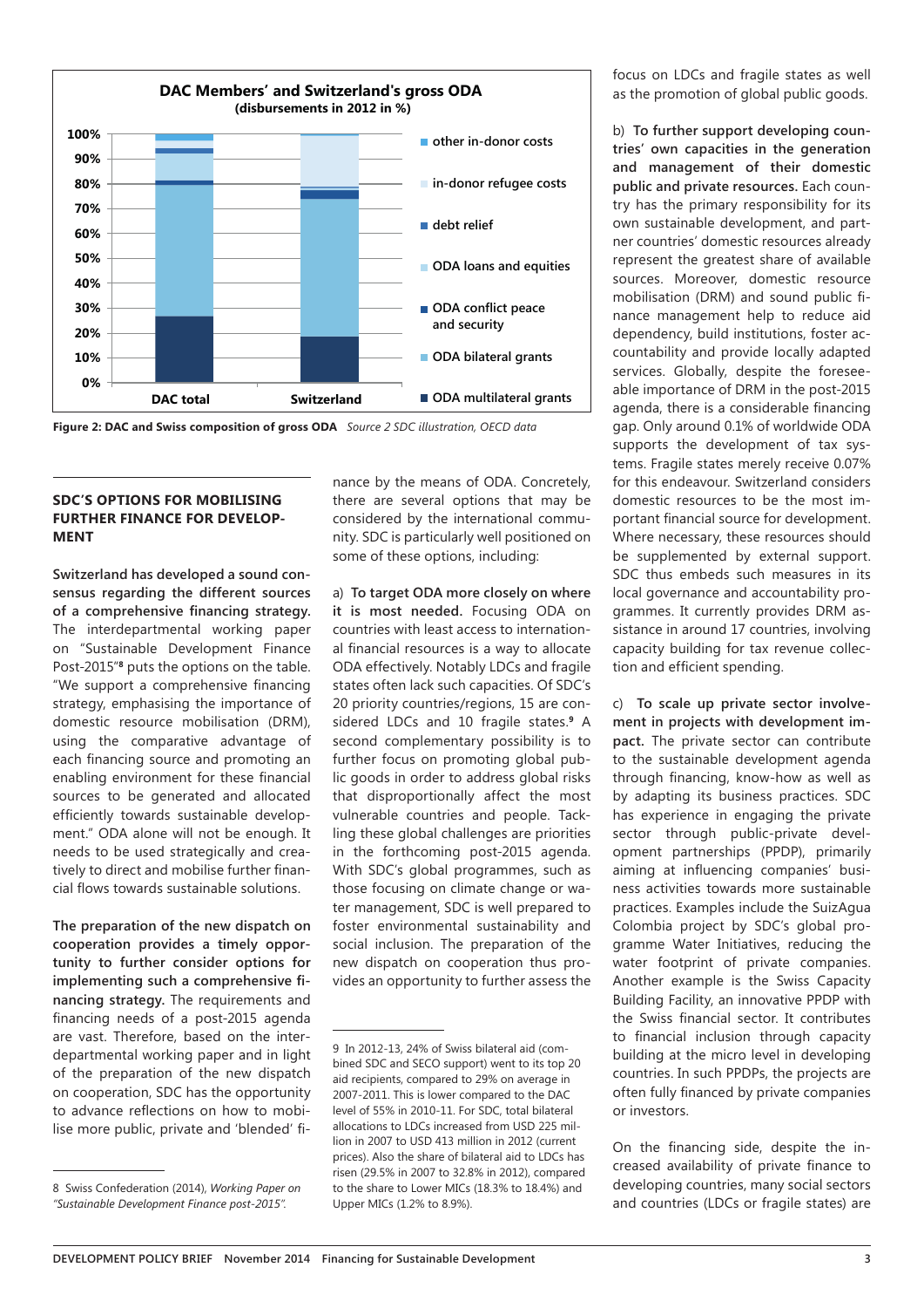**DAC Members' and Switzerland's gross ODA**
**(disbursements in 2012 in %)**

Legend: other in-donor costs; in-donor refugee costs; debt relief; ODA loans and equities; ODA conflict peace and security; ODA bilateral grants; ODA multilateral grants

Bars: DAC total; Switzerland

**Figure 2: DAC and Swiss composition of gross ODA** *Source 2 SDC illustration, OECD data*

## SDC'S OPTIONS FOR MOBILISING FURTHER FINANCE FOR DEVELOPMENT

**Switzerland has developed a sound consensus regarding the different sources of a comprehensive financing strategy.** The interdepartmental working paper on "Sustainable Development Finance Post-2015"[8] puts the options on the table. "We support a comprehensive financing strategy, emphasising the importance of domestic resource mobilisation (DRM), using the comparative advantage of each financing source and promoting an enabling environment for these financial sources to be generated and allocated efficiently towards sustainable development." ODA alone will not be enough. It needs to be used strategically and creatively to direct and mobilise further financial flows towards sustainable solutions.

**The preparation of the new dispatch on cooperation provides a timely opportunity to further consider options for implementing such a comprehensive financing strategy.** The requirements and financing needs of a post-2015 agenda are vast. Therefore, based on the interdepartmental working paper and in light of the preparation of the new dispatch on cooperation, SDC has the opportunity to advance reflections on how to mobilise more public, private and 'blended' finance by the means of ODA. Concretely, there are several options that may be considered by the international community. SDC is particularly well positioned on some of these options, including:

a) **To target ODA more closely on where it is most needed.** Focusing ODA on countries with least access to international financial resources is a way to allocate ODA effectively. Notably LDCs and fragile states often lack such capacities. Of SDC's 20 priority countries/regions, 15 are considered LDCs and 10 fragile states.[9] A second complementary possibility is to further focus on promoting global public goods in order to address global risks that disproportionally affect the most vulnerable countries and people. Tackling these global challenges are priorities in the forthcoming post-2015 agenda. With SDC's global programmes, such as those focusing on climate change or water management, SDC is well prepared to foster environmental sustainability and social inclusion. The preparation of the new dispatch on cooperation thus provides an opportunity to further assess the focus on LDCs and fragile states as well as the promotion of global public goods.

b) **To further support developing countries' own capacities in the generation and management of their domestic public and private resources.** Each country has the primary responsibility for its own sustainable development, and partner countries' domestic resources already represent the greatest share of available sources. Moreover, domestic resource mobilisation (DRM) and sound public finance management help to reduce aid dependency, build institutions, foster accountability and provide locally adapted services. Globally, despite the foreseeable importance of DRM in the post-2015 agenda, there is a considerable financing gap. Only around 0.1% of worldwide ODA supports the development of tax systems. Fragile states merely receive 0.07% for this endeavour. Switzerland considers domestic resources to be the most important financial source for development. Where necessary, these resources should be supplemented by external support. SDC thus embeds such measures in its local governance and accountability programmes. It currently provides DRM assistance in around 17 countries, involving capacity building for tax revenue collection and efficient spending.

c) **To scale up private sector involvement in projects with development impact.** The private sector can contribute to the sustainable development agenda through financing, know-how as well as by adapting its business practices. SDC has experience in engaging the private sector through public-private development partnerships (PPDP), primarily aiming at influencing companies' business activities towards more sustainable practices. Examples include the SuizAgua Colombia project by SDC's global programme Water Initiatives, reducing the water footprint of private companies. Another example is the Swiss Capacity Building Facility, an innovative PPDP with the Swiss financial sector. It contributes to financial inclusion through capacity building at the micro level in developing countries. In such PPDPs, the projects are often fully financed by private companies or investors.

On the financing side, despite the increased availability of private finance to developing countries, many social sectors and countries (LDCs or fragile states) are

---

8 Swiss Confederation (2014), *Working Paper on "Sustainable Development Finance post-2015".*

9 In 2012-13, 24% of Swiss bilateral aid (combined SDC and SECO support) went to its top 20 aid recipients, compared to 29% on average in 2007-2011. This is lower compared to the DAC level of 55% in 2010-11. For SDC, total bilateral allocations to LDCs increased from USD 225 million in 2007 to USD 413 million in 2012 (current prices). Also the share of bilateral aid to LDCs has risen (29.5% in 2007 to 32.8% in 2012), compared to the share to Lower MICs (18.3% to 18.4%) and Upper MICs (1.2% to 8.9%).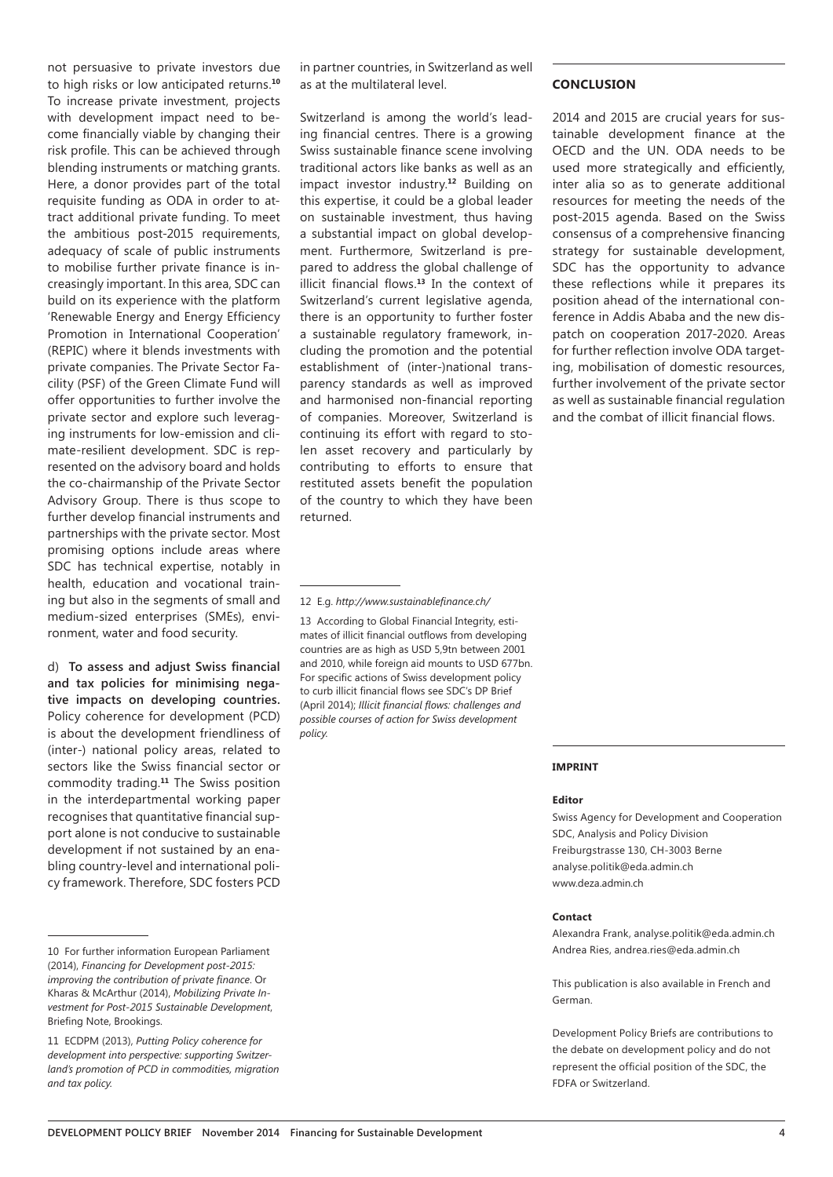not persuasive to private investors due to high risks or low anticipated returns.[10] To increase private investment, projects with development impact need to become financially viable by changing their risk profile. This can be achieved through blending instruments or matching grants. Here, a donor provides part of the total requisite funding as ODA in order to attract additional private funding. To meet the ambitious post-2015 requirements, adequacy of scale of public instruments to mobilise further private finance is increasingly important. In this area, SDC can build on its experience with the platform 'Renewable Energy and Energy Efficiency Promotion in International Cooperation' (REPIC) where it blends investments with private companies. The Private Sector Facility (PSF) of the Green Climate Fund will offer opportunities to further involve the private sector and explore such leveraging instruments for low-emission and climate-resilient development. SDC is represented on the advisory board and holds the co-chairmanship of the Private Sector Advisory Group. There is thus scope to further develop financial instruments and partnerships with the private sector. Most promising options include areas where SDC has technical expertise, notably in health, education and vocational training but also in the segments of small and medium-sized enterprises (SMEs), environment, water and food security.

d) **To assess and adjust Swiss financial and tax policies for minimising negative impacts on developing countries.** Policy coherence for development (PCD) is about the development friendliness of (inter-) national policy areas, related to sectors like the Swiss financial sector or commodity trading.[11] The Swiss position in the interdepartmental working paper recognises that quantitative financial support alone is not conducive to sustainable development if not sustained by an enabling country-level and international policy framework. Therefore, SDC fosters PCD in partner countries, in Switzerland as well as at the multilateral level.

Switzerland is among the world's leading financial centres. There is a growing Swiss sustainable finance scene involving traditional actors like banks as well as an impact investor industry.[12] Building on this expertise, it could be a global leader on sustainable investment, thus having a substantial impact on global development. Furthermore, Switzerland is prepared to address the global challenge of illicit financial flows.[13] In the context of Switzerland's current legislative agenda, there is an opportunity to further foster a sustainable regulatory framework, including the promotion and the potential establishment of (inter-)national transparency standards as well as improved and harmonised non-financial reporting of companies. Moreover, Switzerland is continuing its effort with regard to stolen asset recovery and particularly by contributing to efforts to ensure that restituted assets benefit the population of the country to which they have been returned.

## CONCLUSION

2014 and 2015 are crucial years for sustainable development finance at the OECD and the UN. ODA needs to be used more strategically and efficiently, inter alia so as to generate additional resources for meeting the needs of the post-2015 agenda. Based on the Swiss consensus of a comprehensive financing strategy for sustainable development, SDC has the opportunity to advance these reflections while it prepares its position ahead of the international conference in Addis Ababa and the new dispatch on cooperation 2017-2020. Areas for further reflection involve ODA targeting, mobilisation of domestic resources, further involvement of the private sector as well as sustainable financial regulation and the combat of illicit financial flows.

---

10 For further information European Parliament (2014), *Financing for Development post-2015: improving the contribution of private finance*. Or Kharas & McArthur (2014), *Mobilizing Private Investment for Post-2015 Sustainable Development*, Briefing Note, Brookings.

11 ECDPM (2013), *Putting Policy coherence for development into perspective: supporting Switzerland's promotion of PCD in commodities, migration and tax policy.*

12 E.g. *http://www.sustainablefinance.ch/*

13 According to Global Financial Integrity, estimates of illicit financial outflows from developing countries are as high as USD 5,9tn between 2001 and 2010, while foreign aid mounts to USD 677bn. For specific actions of Swiss development policy to curb illicit financial flows see SDC's DP Brief (April 2014); *Illicit financial flows: challenges and possible courses of action for Swiss development policy.*

---

**IMPRINT**

**Editor**

Swiss Agency for Development and Cooperation SDC, Analysis and Policy Division
Freiburgstrasse 130, CH-3003 Berne
analyse.politik@eda.admin.ch
www.deza.admin.ch

**Contact**

Alexandra Frank, analyse.politik@eda.admin.ch
Andrea Ries, andrea.ries@eda.admin.ch

This publication is also available in French and German.

Development Policy Briefs are contributions to the debate on development policy and do not represent the official position of the SDC, the FDFA or Switzerland.